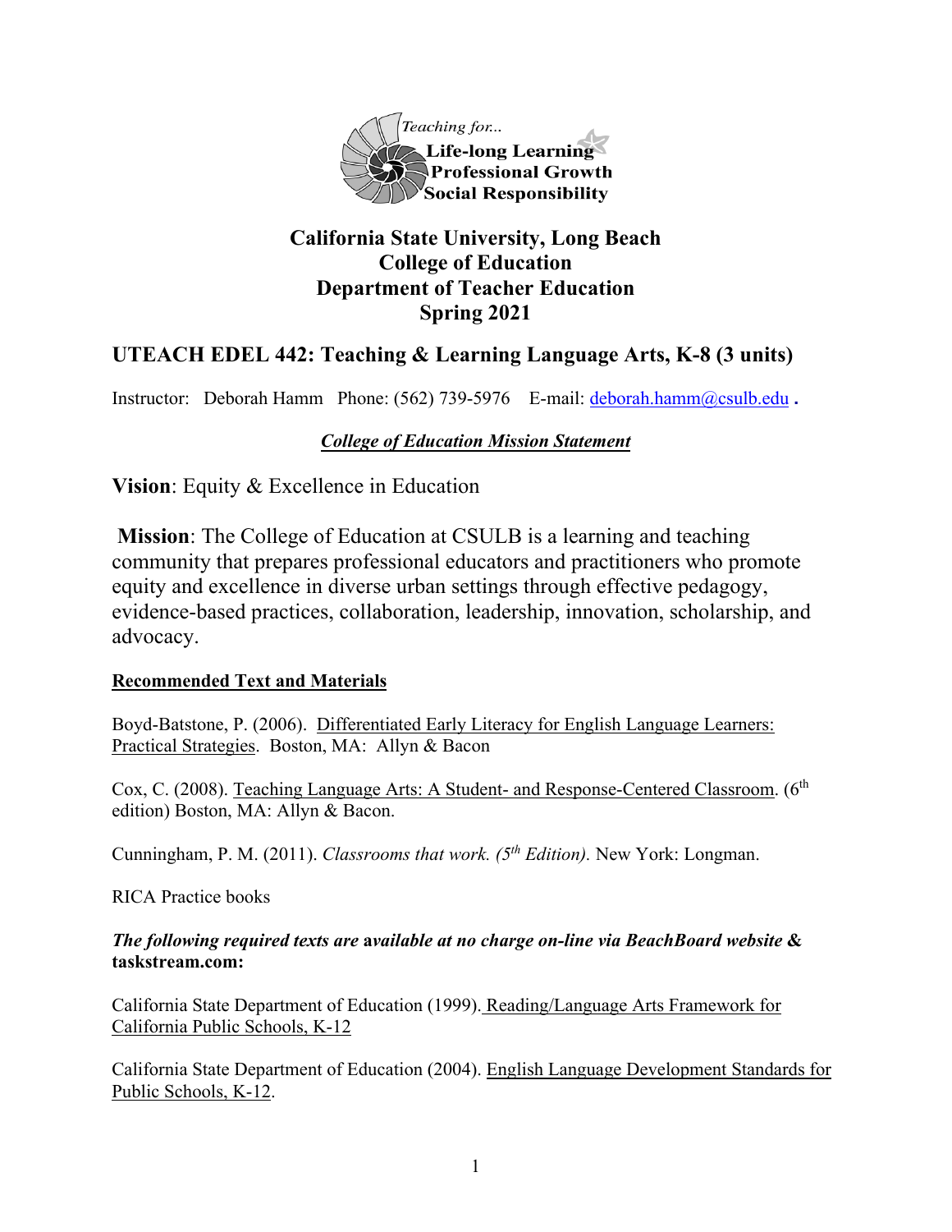Teaching for...
Life-long Learning
Professional Growth
Social Responsibility

# California State University, Long Beach
# College of Education
# Department of Teacher Education
# Spring 2021

## UTEACH EDEL 442: Teaching & Learning Language Arts, K-8 (3 units)

Instructor: Deborah Hamm Phone: (562) 739-5976 E-mail: deborah.hamm@csulb.edu .

***College of Education Mission Statement***

**Vision**: Equity & Excellence in Education

**Mission**: The College of Education at CSULB is a learning and teaching community that prepares professional educators and practitioners who promote equity and excellence in diverse urban settings through effective pedagogy, evidence-based practices, collaboration, leadership, innovation, scholarship, and advocacy.

**Recommended Text and Materials**

Boyd-Batstone, P. (2006). Differentiated Early Literacy for English Language Learners: Practical Strategies. Boston, MA: Allyn & Bacon

Cox, C. (2008). Teaching Language Arts: A Student- and Response-Centered Classroom. (6th edition) Boston, MA: Allyn & Bacon.

Cunningham, P. M. (2011). *Classrooms that work. (5th Edition).* New York: Longman.

RICA Practice books

***The following required texts are* available *at no charge on-line via BeachBoard website* & taskstream.com:**

California State Department of Education (1999). Reading/Language Arts Framework for California Public Schools, K-12

California State Department of Education (2004). English Language Development Standards for Public Schools, K-12.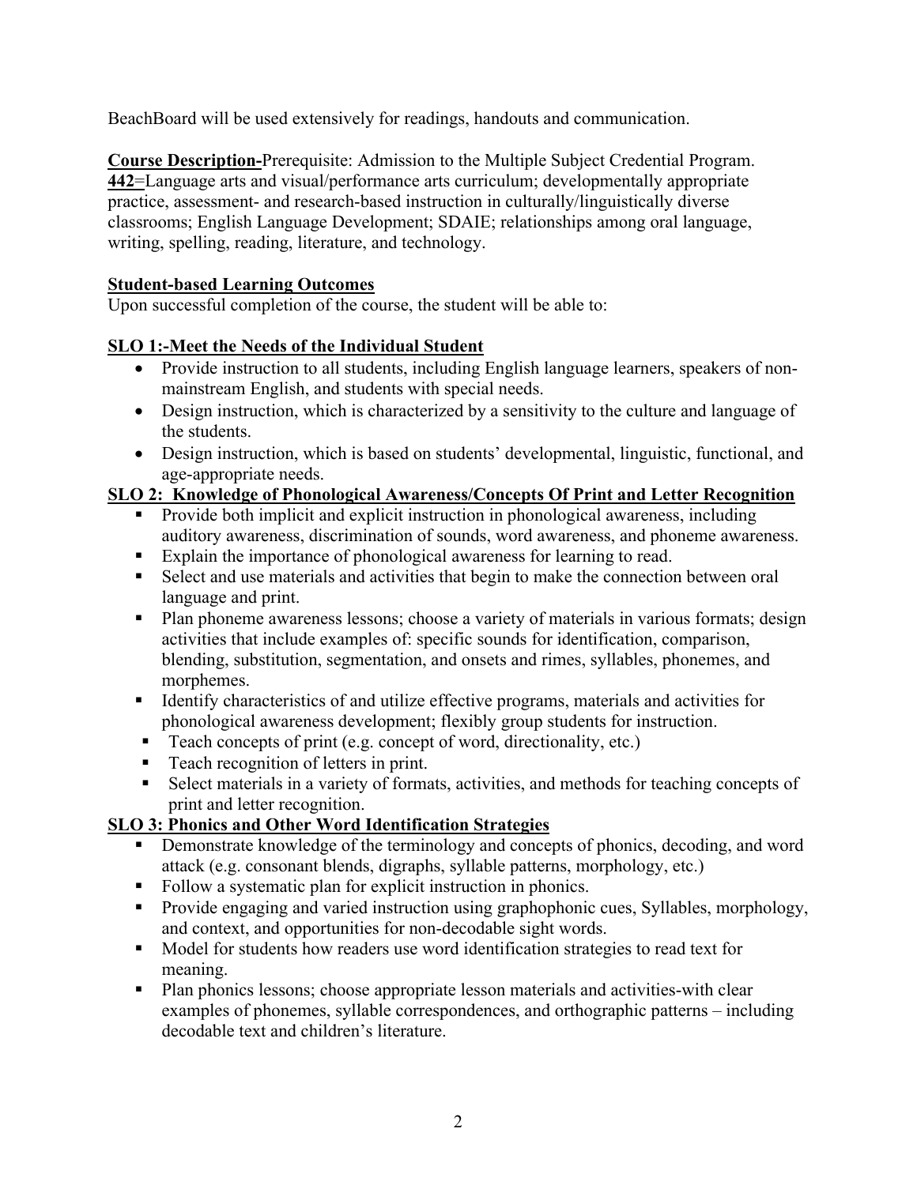BeachBoard will be used extensively for readings, handouts and communication.

**Course Description-**Prerequisite: Admission to the Multiple Subject Credential Program. **442**=Language arts and visual/performance arts curriculum; developmentally appropriate practice, assessment- and research-based instruction in culturally/linguistically diverse classrooms; English Language Development; SDAIE; relationships among oral language, writing, spelling, reading, literature, and technology.

**Student-based Learning Outcomes**

Upon successful completion of the course, the student will be able to:

**SLO 1:-Meet the Needs of the Individual Student**

- Provide instruction to all students, including English language learners, speakers of non-mainstream English, and students with special needs.
- Design instruction, which is characterized by a sensitivity to the culture and language of the students.
- Design instruction, which is based on students' developmental, linguistic, functional, and age-appropriate needs.

**SLO 2: Knowledge of Phonological Awareness/Concepts Of Print and Letter Recognition**

- Provide both implicit and explicit instruction in phonological awareness, including auditory awareness, discrimination of sounds, word awareness, and phoneme awareness.
- Explain the importance of phonological awareness for learning to read.
- Select and use materials and activities that begin to make the connection between oral language and print.
- Plan phoneme awareness lessons; choose a variety of materials in various formats; design activities that include examples of: specific sounds for identification, comparison, blending, substitution, segmentation, and onsets and rimes, syllables, phonemes, and morphemes.
- Identify characteristics of and utilize effective programs, materials and activities for phonological awareness development; flexibly group students for instruction.
- Teach concepts of print (e.g. concept of word, directionality, etc.)
- Teach recognition of letters in print.
- Select materials in a variety of formats, activities, and methods for teaching concepts of print and letter recognition.

**SLO 3: Phonics and Other Word Identification Strategies**

- Demonstrate knowledge of the terminology and concepts of phonics, decoding, and word attack (e.g. consonant blends, digraphs, syllable patterns, morphology, etc.)
- Follow a systematic plan for explicit instruction in phonics.
- Provide engaging and varied instruction using graphophonic cues, Syllables, morphology, and context, and opportunities for non-decodable sight words.
- Model for students how readers use word identification strategies to read text for meaning.
- Plan phonics lessons; choose appropriate lesson materials and activities-with clear examples of phonemes, syllable correspondences, and orthographic patterns – including decodable text and children's literature.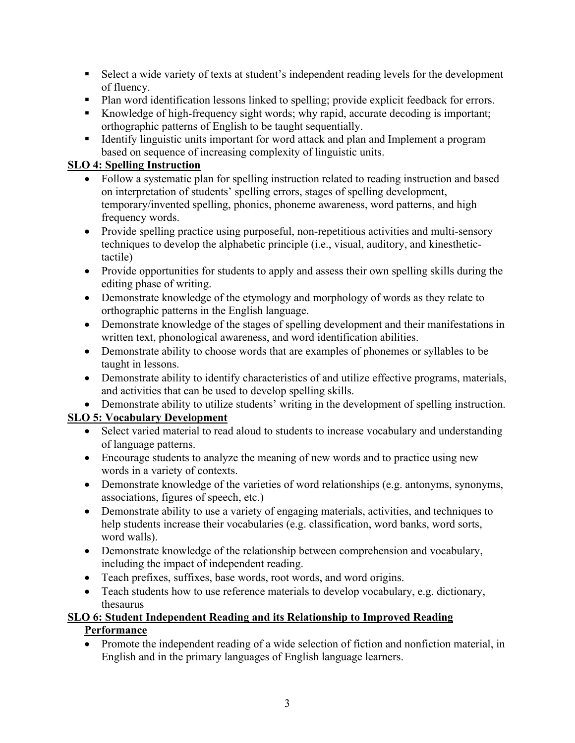- Select a wide variety of texts at student's independent reading levels for the development of fluency.
- Plan word identification lessons linked to spelling; provide explicit feedback for errors.
- Knowledge of high-frequency sight words; why rapid, accurate decoding is important; orthographic patterns of English to be taught sequentially.
- Identify linguistic units important for word attack and plan and Implement a program based on sequence of increasing complexity of linguistic units.

**SLO 4: Spelling Instruction**

- Follow a systematic plan for spelling instruction related to reading instruction and based on interpretation of students' spelling errors, stages of spelling development, temporary/invented spelling, phonics, phoneme awareness, word patterns, and high frequency words.
- Provide spelling practice using purposeful, non-repetitious activities and multi-sensory techniques to develop the alphabetic principle (i.e., visual, auditory, and kinesthetic-tactile)
- Provide opportunities for students to apply and assess their own spelling skills during the editing phase of writing.
- Demonstrate knowledge of the etymology and morphology of words as they relate to orthographic patterns in the English language.
- Demonstrate knowledge of the stages of spelling development and their manifestations in written text, phonological awareness, and word identification abilities.
- Demonstrate ability to choose words that are examples of phonemes or syllables to be taught in lessons.
- Demonstrate ability to identify characteristics of and utilize effective programs, materials, and activities that can be used to develop spelling skills.
- Demonstrate ability to utilize students' writing in the development of spelling instruction.

**SLO 5: Vocabulary Development**

- Select varied material to read aloud to students to increase vocabulary and understanding of language patterns.
- Encourage students to analyze the meaning of new words and to practice using new words in a variety of contexts.
- Demonstrate knowledge of the varieties of word relationships (e.g. antonyms, synonyms, associations, figures of speech, etc.)
- Demonstrate ability to use a variety of engaging materials, activities, and techniques to help students increase their vocabularies (e.g. classification, word banks, word sorts, word walls).
- Demonstrate knowledge of the relationship between comprehension and vocabulary, including the impact of independent reading.
- Teach prefixes, suffixes, base words, root words, and word origins.
- Teach students how to use reference materials to develop vocabulary, e.g. dictionary, thesaurus

**SLO 6: Student Independent Reading and its Relationship to Improved Reading Performance**

- Promote the independent reading of a wide selection of fiction and nonfiction material, in English and in the primary languages of English language learners.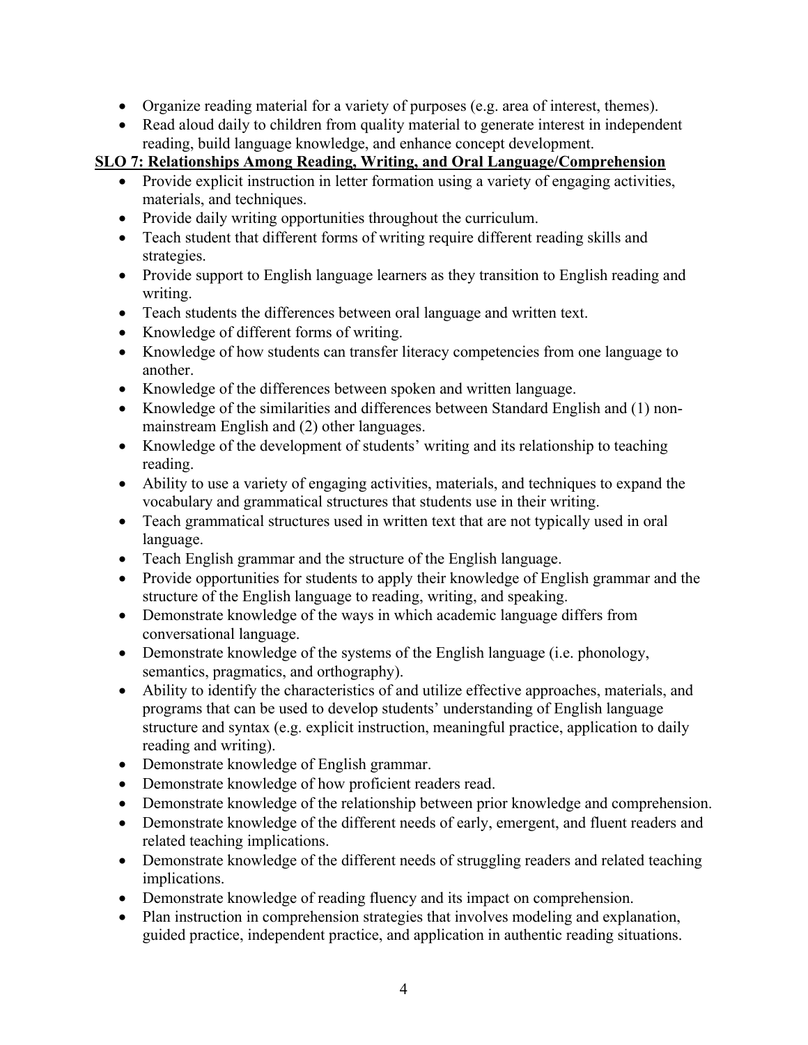- Organize reading material for a variety of purposes (e.g. area of interest, themes).
- Read aloud daily to children from quality material to generate interest in independent reading, build language knowledge, and enhance concept development.

**SLO 7: Relationships Among Reading, Writing, and Oral Language/Comprehension**

- Provide explicit instruction in letter formation using a variety of engaging activities, materials, and techniques.
- Provide daily writing opportunities throughout the curriculum.
- Teach student that different forms of writing require different reading skills and strategies.
- Provide support to English language learners as they transition to English reading and writing.
- Teach students the differences between oral language and written text.
- Knowledge of different forms of writing.
- Knowledge of how students can transfer literacy competencies from one language to another.
- Knowledge of the differences between spoken and written language.
- Knowledge of the similarities and differences between Standard English and (1) non-mainstream English and (2) other languages.
- Knowledge of the development of students' writing and its relationship to teaching reading.
- Ability to use a variety of engaging activities, materials, and techniques to expand the vocabulary and grammatical structures that students use in their writing.
- Teach grammatical structures used in written text that are not typically used in oral language.
- Teach English grammar and the structure of the English language.
- Provide opportunities for students to apply their knowledge of English grammar and the structure of the English language to reading, writing, and speaking.
- Demonstrate knowledge of the ways in which academic language differs from conversational language.
- Demonstrate knowledge of the systems of the English language (i.e. phonology, semantics, pragmatics, and orthography).
- Ability to identify the characteristics of and utilize effective approaches, materials, and programs that can be used to develop students' understanding of English language structure and syntax (e.g. explicit instruction, meaningful practice, application to daily reading and writing).
- Demonstrate knowledge of English grammar.
- Demonstrate knowledge of how proficient readers read.
- Demonstrate knowledge of the relationship between prior knowledge and comprehension.
- Demonstrate knowledge of the different needs of early, emergent, and fluent readers and related teaching implications.
- Demonstrate knowledge of the different needs of struggling readers and related teaching implications.
- Demonstrate knowledge of reading fluency and its impact on comprehension.
- Plan instruction in comprehension strategies that involves modeling and explanation, guided practice, independent practice, and application in authentic reading situations.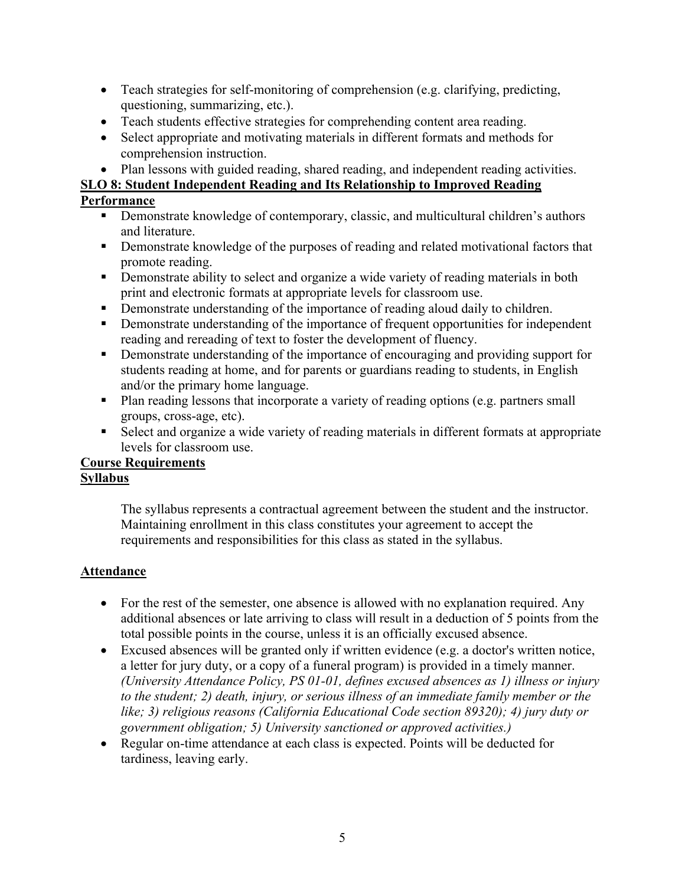- Teach strategies for self-monitoring of comprehension (e.g. clarifying, predicting, questioning, summarizing, etc.).
- Teach students effective strategies for comprehending content area reading.
- Select appropriate and motivating materials in different formats and methods for comprehension instruction.
- Plan lessons with guided reading, shared reading, and independent reading activities.

**SLO 8: Student Independent Reading and Its Relationship to Improved Reading Performance**

- Demonstrate knowledge of contemporary, classic, and multicultural children's authors and literature.
- Demonstrate knowledge of the purposes of reading and related motivational factors that promote reading.
- Demonstrate ability to select and organize a wide variety of reading materials in both print and electronic formats at appropriate levels for classroom use.
- Demonstrate understanding of the importance of reading aloud daily to children.
- Demonstrate understanding of the importance of frequent opportunities for independent reading and rereading of text to foster the development of fluency.
- Demonstrate understanding of the importance of encouraging and providing support for students reading at home, and for parents or guardians reading to students, in English and/or the primary home language.
- Plan reading lessons that incorporate a variety of reading options (e.g. partners small groups, cross-age, etc).
- Select and organize a wide variety of reading materials in different formats at appropriate levels for classroom use.

**Course Requirements**

**Syllabus**

The syllabus represents a contractual agreement between the student and the instructor. Maintaining enrollment in this class constitutes your agreement to accept the requirements and responsibilities for this class as stated in the syllabus.

**Attendance**

- For the rest of the semester, one absence is allowed with no explanation required. Any additional absences or late arriving to class will result in a deduction of 5 points from the total possible points in the course, unless it is an officially excused absence.
- Excused absences will be granted only if written evidence (e.g. a doctor's written notice, a letter for jury duty, or a copy of a funeral program) is provided in a timely manner. *(University Attendance Policy, PS 01-01, defines excused absences as 1) illness or injury to the student; 2) death, injury, or serious illness of an immediate family member or the like; 3) religious reasons (California Educational Code section 89320); 4) jury duty or government obligation; 5) University sanctioned or approved activities.)*
- Regular on-time attendance at each class is expected. Points will be deducted for tardiness, leaving early.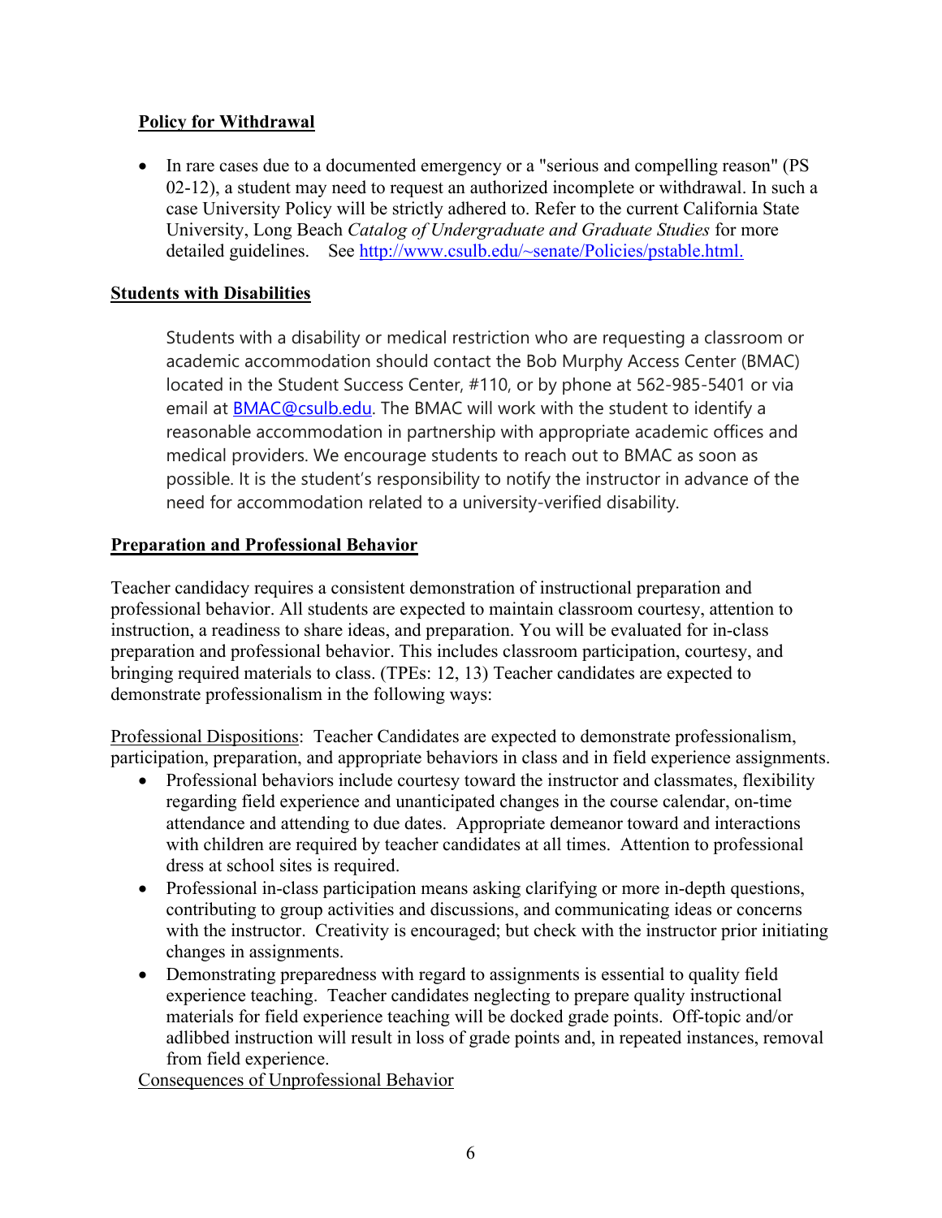**Policy for Withdrawal**

- In rare cases due to a documented emergency or a "serious and compelling reason" (PS 02-12), a student may need to request an authorized incomplete or withdrawal. In such a case University Policy will be strictly adhered to. Refer to the current California State University, Long Beach *Catalog of Undergraduate and Graduate Studies* for more detailed guidelines. See http://www.csulb.edu/~senate/Policies/pstable.html.

**Students with Disabilities**

Students with a disability or medical restriction who are requesting a classroom or academic accommodation should contact the Bob Murphy Access Center (BMAC) located in the Student Success Center, #110, or by phone at 562-985-5401 or via email at BMAC@csulb.edu. The BMAC will work with the student to identify a reasonable accommodation in partnership with appropriate academic offices and medical providers. We encourage students to reach out to BMAC as soon as possible. It is the student's responsibility to notify the instructor in advance of the need for accommodation related to a university-verified disability.

**Preparation and Professional Behavior**

Teacher candidacy requires a consistent demonstration of instructional preparation and professional behavior. All students are expected to maintain classroom courtesy, attention to instruction, a readiness to share ideas, and preparation. You will be evaluated for in-class preparation and professional behavior. This includes classroom participation, courtesy, and bringing required materials to class. (TPEs: 12, 13) Teacher candidates are expected to demonstrate professionalism in the following ways:

Professional Dispositions: Teacher Candidates are expected to demonstrate professionalism, participation, preparation, and appropriate behaviors in class and in field experience assignments.

- Professional behaviors include courtesy toward the instructor and classmates, flexibility regarding field experience and unanticipated changes in the course calendar, on-time attendance and attending to due dates. Appropriate demeanor toward and interactions with children are required by teacher candidates at all times. Attention to professional dress at school sites is required.
- Professional in-class participation means asking clarifying or more in-depth questions, contributing to group activities and discussions, and communicating ideas or concerns with the instructor. Creativity is encouraged; but check with the instructor prior initiating changes in assignments.
- Demonstrating preparedness with regard to assignments is essential to quality field experience teaching. Teacher candidates neglecting to prepare quality instructional materials for field experience teaching will be docked grade points. Off-topic and/or adlibbed instruction will result in loss of grade points and, in repeated instances, removal from field experience.

Consequences of Unprofessional Behavior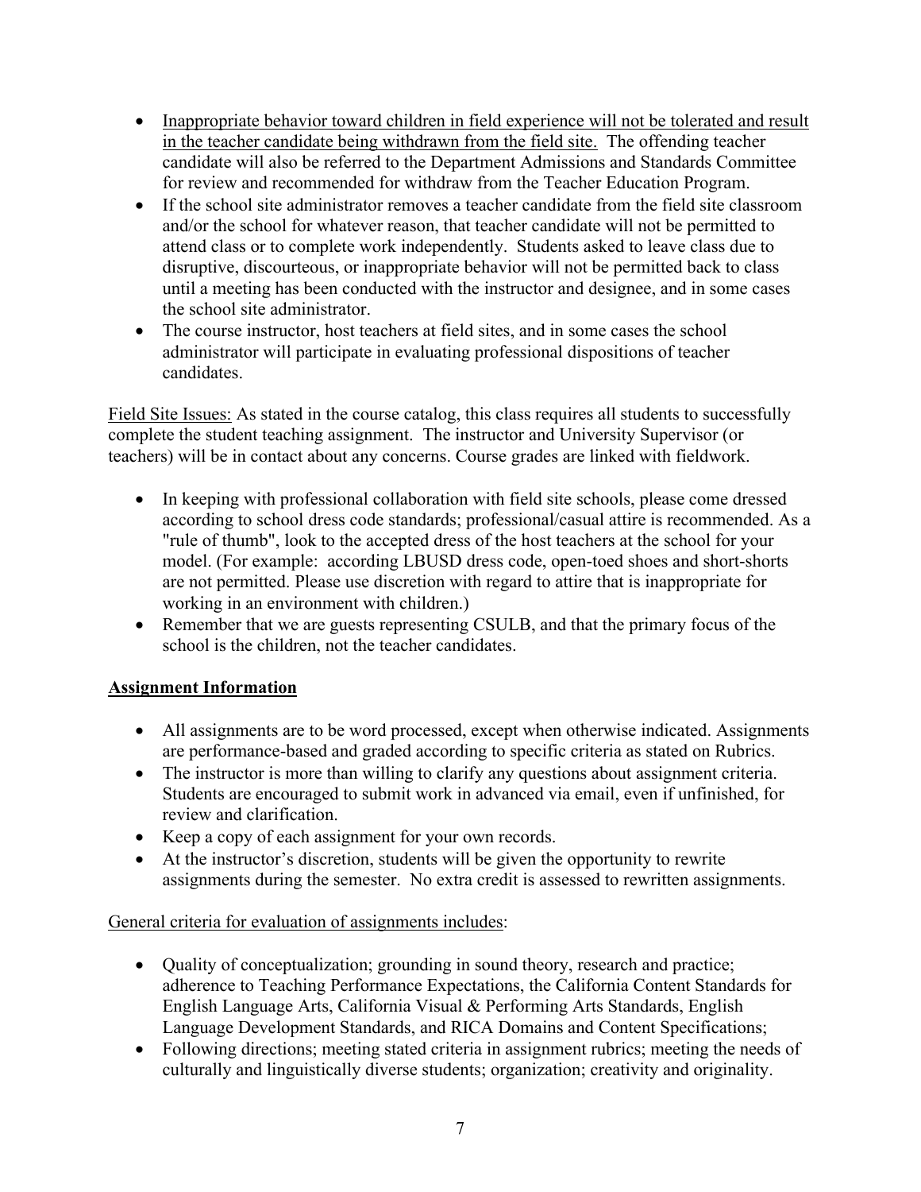- Inappropriate behavior toward children in field experience will not be tolerated and result in the teacher candidate being withdrawn from the field site. The offending teacher candidate will also be referred to the Department Admissions and Standards Committee for review and recommended for withdraw from the Teacher Education Program.
- If the school site administrator removes a teacher candidate from the field site classroom and/or the school for whatever reason, that teacher candidate will not be permitted to attend class or to complete work independently. Students asked to leave class due to disruptive, discourteous, or inappropriate behavior will not be permitted back to class until a meeting has been conducted with the instructor and designee, and in some cases the school site administrator.
- The course instructor, host teachers at field sites, and in some cases the school administrator will participate in evaluating professional dispositions of teacher candidates.

Field Site Issues: As stated in the course catalog, this class requires all students to successfully complete the student teaching assignment. The instructor and University Supervisor (or teachers) will be in contact about any concerns. Course grades are linked with fieldwork.

- In keeping with professional collaboration with field site schools, please come dressed according to school dress code standards; professional/casual attire is recommended. As a "rule of thumb", look to the accepted dress of the host teachers at the school for your model. (For example: according LBUSD dress code, open-toed shoes and short-shorts are not permitted. Please use discretion with regard to attire that is inappropriate for working in an environment with children.)
- Remember that we are guests representing CSULB, and that the primary focus of the school is the children, not the teacher candidates.

## Assignment Information

- All assignments are to be word processed, except when otherwise indicated. Assignments are performance-based and graded according to specific criteria as stated on Rubrics.
- The instructor is more than willing to clarify any questions about assignment criteria. Students are encouraged to submit work in advanced via email, even if unfinished, for review and clarification.
- Keep a copy of each assignment for your own records.
- At the instructor's discretion, students will be given the opportunity to rewrite assignments during the semester. No extra credit is assessed to rewritten assignments.

General criteria for evaluation of assignments includes:

- Quality of conceptualization; grounding in sound theory, research and practice; adherence to Teaching Performance Expectations, the California Content Standards for English Language Arts, California Visual & Performing Arts Standards, English Language Development Standards, and RICA Domains and Content Specifications;
- Following directions; meeting stated criteria in assignment rubrics; meeting the needs of culturally and linguistically diverse students; organization; creativity and originality.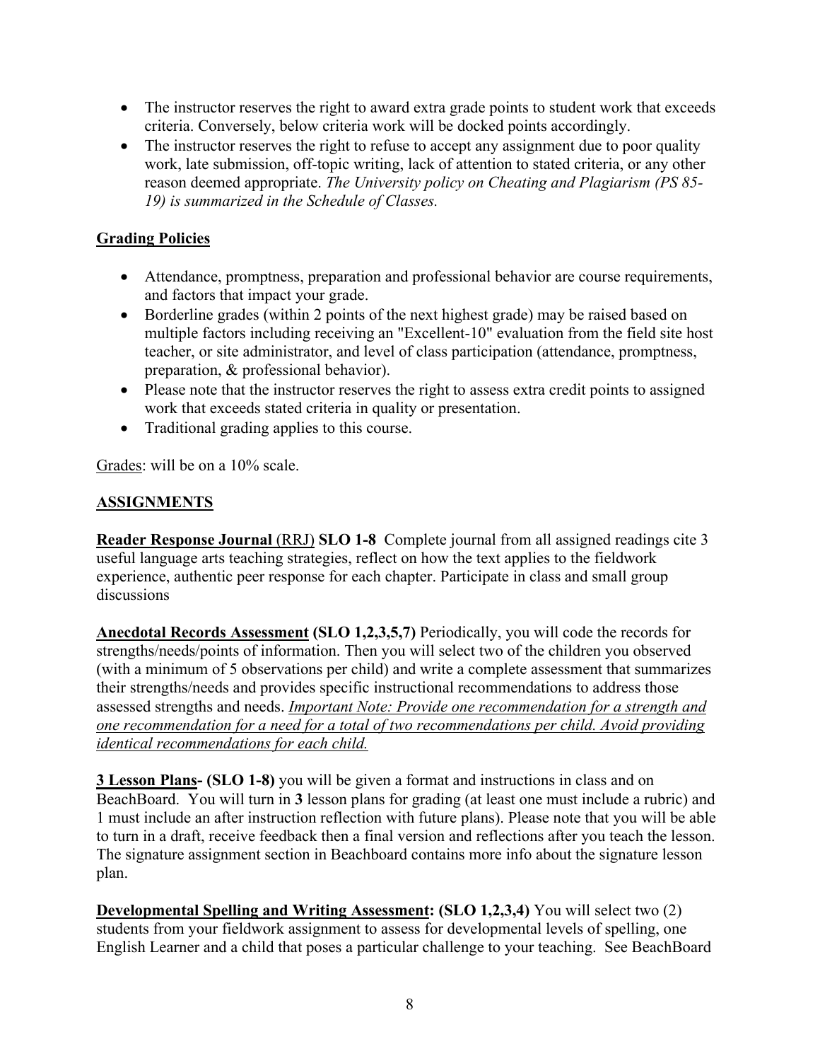- The instructor reserves the right to award extra grade points to student work that exceeds criteria. Conversely, below criteria work will be docked points accordingly.
- The instructor reserves the right to refuse to accept any assignment due to poor quality work, late submission, off-topic writing, lack of attention to stated criteria, or any other reason deemed appropriate. *The University policy on Cheating and Plagiarism (PS 85-19) is summarized in the Schedule of Classes.*

## Grading Policies

- Attendance, promptness, preparation and professional behavior are course requirements, and factors that impact your grade.
- Borderline grades (within 2 points of the next highest grade) may be raised based on multiple factors including receiving an "Excellent-10" evaluation from the field site host teacher, or site administrator, and level of class participation (attendance, promptness, preparation, & professional behavior).
- Please note that the instructor reserves the right to assess extra credit points to assigned work that exceeds stated criteria in quality or presentation.
- Traditional grading applies to this course.

Grades: will be on a 10% scale.

## ASSIGNMENTS

**Reader Response Journal** (RRJ) **SLO 1-8** Complete journal from all assigned readings cite 3 useful language arts teaching strategies, reflect on how the text applies to the fieldwork experience, authentic peer response for each chapter. Participate in class and small group discussions

**Anecdotal Records Assessment (SLO 1,2,3,5,7)** Periodically, you will code the records for strengths/needs/points of information. Then you will select two of the children you observed (with a minimum of 5 observations per child) and write a complete assessment that summarizes their strengths/needs and provides specific instructional recommendations to address those assessed strengths and needs. *Important Note: Provide one recommendation for a strength and one recommendation for a need for a total of two recommendations per child. Avoid providing identical recommendations for each child.*

**3 Lesson Plans- (SLO 1-8)** you will be given a format and instructions in class and on BeachBoard. You will turn in **3** lesson plans for grading (at least one must include a rubric) and 1 must include an after instruction reflection with future plans). Please note that you will be able to turn in a draft, receive feedback then a final version and reflections after you teach the lesson. The signature assignment section in Beachboard contains more info about the signature lesson plan.

**Developmental Spelling and Writing Assessment: (SLO 1,2,3,4)** You will select two (2) students from your fieldwork assignment to assess for developmental levels of spelling, one English Learner and a child that poses a particular challenge to your teaching. See BeachBoard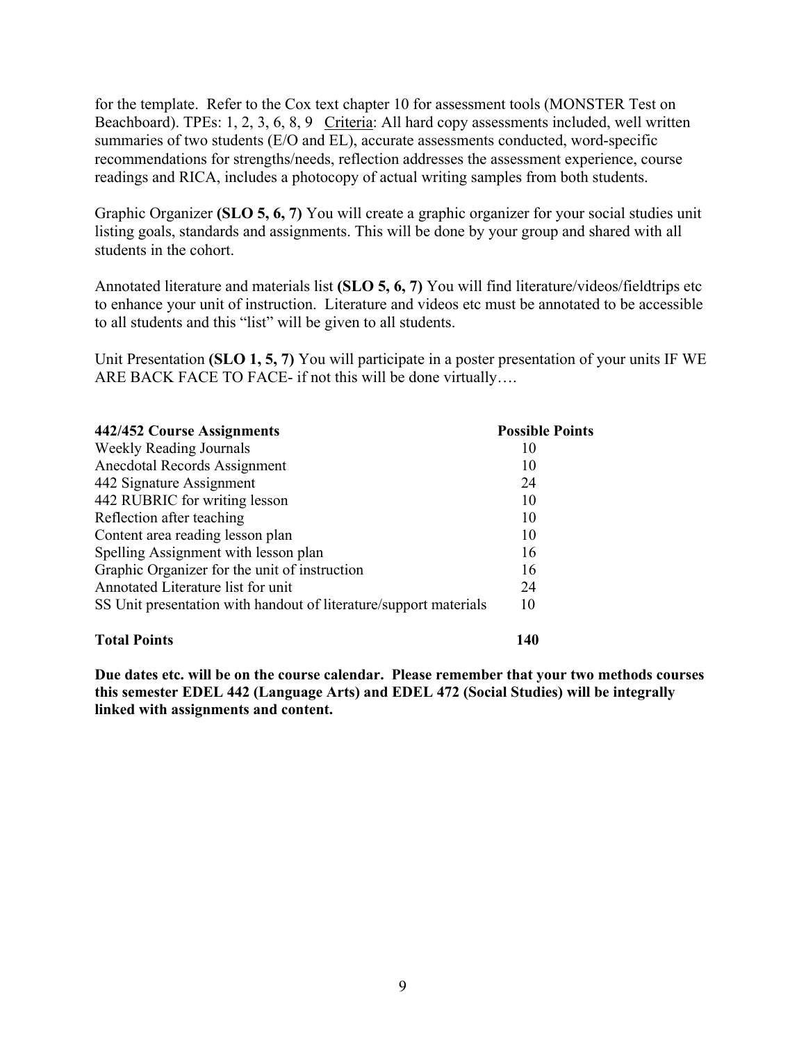for the template. Refer to the Cox text chapter 10 for assessment tools (MONSTER Test on Beachboard). TPEs: 1, 2, 3, 6, 8, 9 Criteria: All hard copy assessments included, well written summaries of two students (E/O and EL), accurate assessments conducted, word-specific recommendations for strengths/needs, reflection addresses the assessment experience, course readings and RICA, includes a photocopy of actual writing samples from both students.

Graphic Organizer **(SLO 5, 6, 7)** You will create a graphic organizer for your social studies unit listing goals, standards and assignments. This will be done by your group and shared with all students in the cohort.

Annotated literature and materials list **(SLO 5, 6, 7)** You will find literature/videos/fieldtrips etc to enhance your unit of instruction. Literature and videos etc must be annotated to be accessible to all students and this "list" will be given to all students.

Unit Presentation **(SLO 1, 5, 7)** You will participate in a poster presentation of your units IF WE ARE BACK FACE TO FACE- if not this will be done virtually….

| **442/452 Course Assignments** | **Possible Points** |
|---|---|
| Weekly Reading Journals | 10 |
| Anecdotal Records Assignment | 10 |
| 442 Signature Assignment | 24 |
| 442 RUBRIC for writing lesson | 10 |
| Reflection after teaching | 10 |
| Content area reading lesson plan | 10 |
| Spelling Assignment with lesson plan | 16 |
| Graphic Organizer for the unit of instruction | 16 |
| Annotated Literature list for unit | 24 |
| SS Unit presentation with handout of literature/support materials | 10 |
| **Total Points** | **140** |

**Due dates etc. will be on the course calendar. Please remember that your two methods courses this semester EDEL 442 (Language Arts) and EDEL 472 (Social Studies) will be integrally linked with assignments and content.**